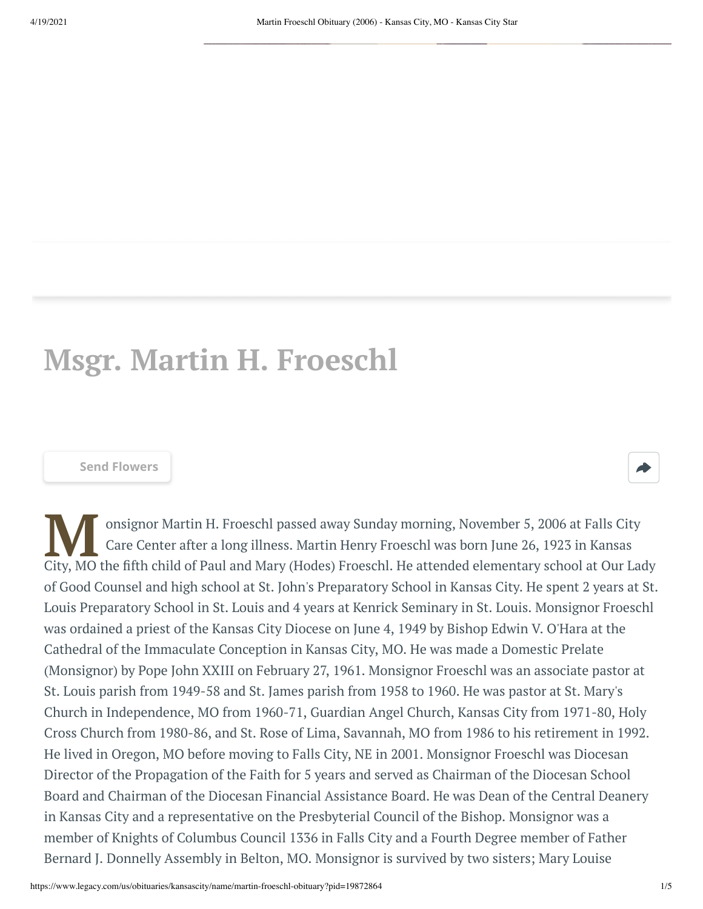# Msgr. Martin H. Froeschl

Send Flowers

Monsignor Martin H. Froeschl passed away Sunday morning, November 5, 2006 at Falls City Care Center after a long illness. Martin Henry Froeschl was born June 26, 1923 in Kansas City, MO the fifth child of Paul and Mary (Hodes) Froeschl. He attended elementary school at Our Lady of Good Counsel and high school at St. John's Preparatory School in Kansas City. He spent 2 years at St. Louis Preparatory School in St. Louis and 4 years at Kenrick Seminary in St. Louis. Monsignor Froeschl was ordained a priest of the Kansas City Diocese on June 4, 1949 by Bishop Edwin V. O'Hara at the Cathedral of the Immaculate Conception in Kansas City, MO. He was made a Domestic Prelate (Monsignor) by Pope John XXIII on February 27, 1961. Monsignor Froeschl was an associate pastor at St. Louis parish from 1949-58 and St. James parish from 1958 to 1960. He was pastor at St. Mary's Church in Independence, MO from 1960-71, Guardian Angel Church, Kansas City from 1971-80, Holy Cross Church from 1980-86, and St. Rose of Lima, Savannah, MO from 1986 to his retirement in 1992. He lived in Oregon, MO before moving to Falls City, NE in 2001. Monsignor Froeschl was Diocesan Director of the Propagation of the Faith for 5 years and served as Chairman of the Diocesan School Board and Chairman of the Diocesan Financial Assistance Board. He was Dean of the Central Deanery in Kansas City and a representative on the Presbyterial Council of the Bishop. Monsignor was a member of Knights of Columbus Council 1336 in Falls City and a Fourth Degree member of Father Bernard J. Donnelly Assembly in Belton, MO. Monsignor is survived by two sisters; Mary Louise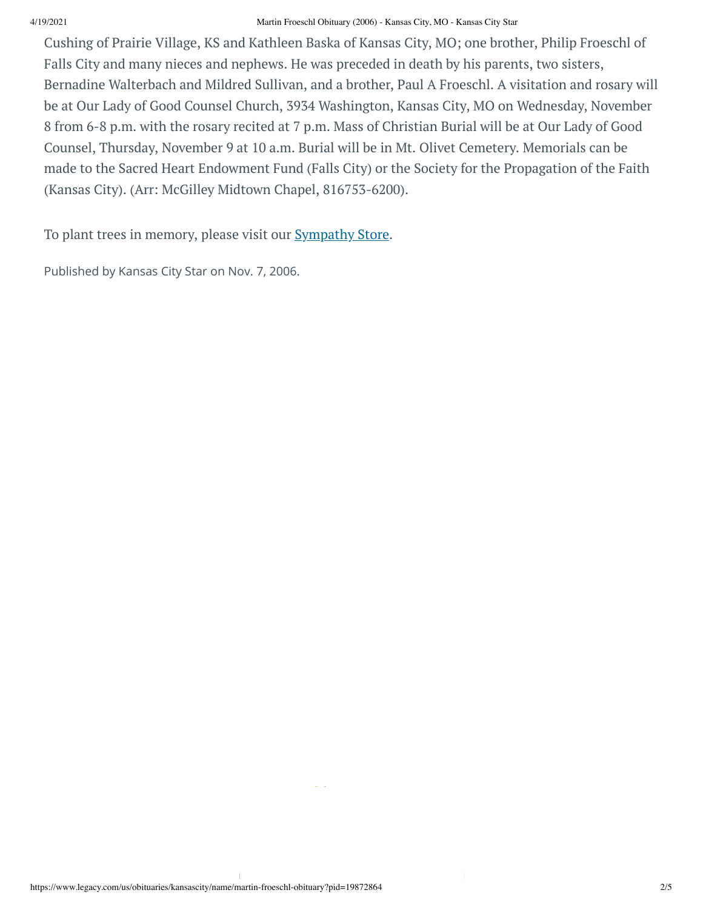Cushing of Prairie Village, KS and Kathleen Baska of Kansas City, MO; one brother, Philip Froeschl of Falls City and many nieces and nephews. He was preceded in death by his parents, two sisters, Bernadine Walterbach and Mildred Sullivan, and a brother, Paul A Froeschl. A visitation and rosary will be at Our Lady of Good Counsel Church, 3934 Washington, Kansas City, MO on Wednesday, November 8 from 6-8 p.m. with the rosary recited at 7 p.m. Mass of Christian Burial will be at Our Lady of Good Counsel, Thursday, November 9 at 10 a.m. Burial will be in Mt. Olivet Cemetery. Memorials can be made to the Sacred Heart Endowment Fund (Falls City) or the Society for the Propagation of the Faith (Kansas City). (Arr: McGilley Midtown Chapel, 816753-6200).

To plant trees in memory, please visit our Sympathy Store.

Published by Kansas City Star on Nov. 7, 2006.